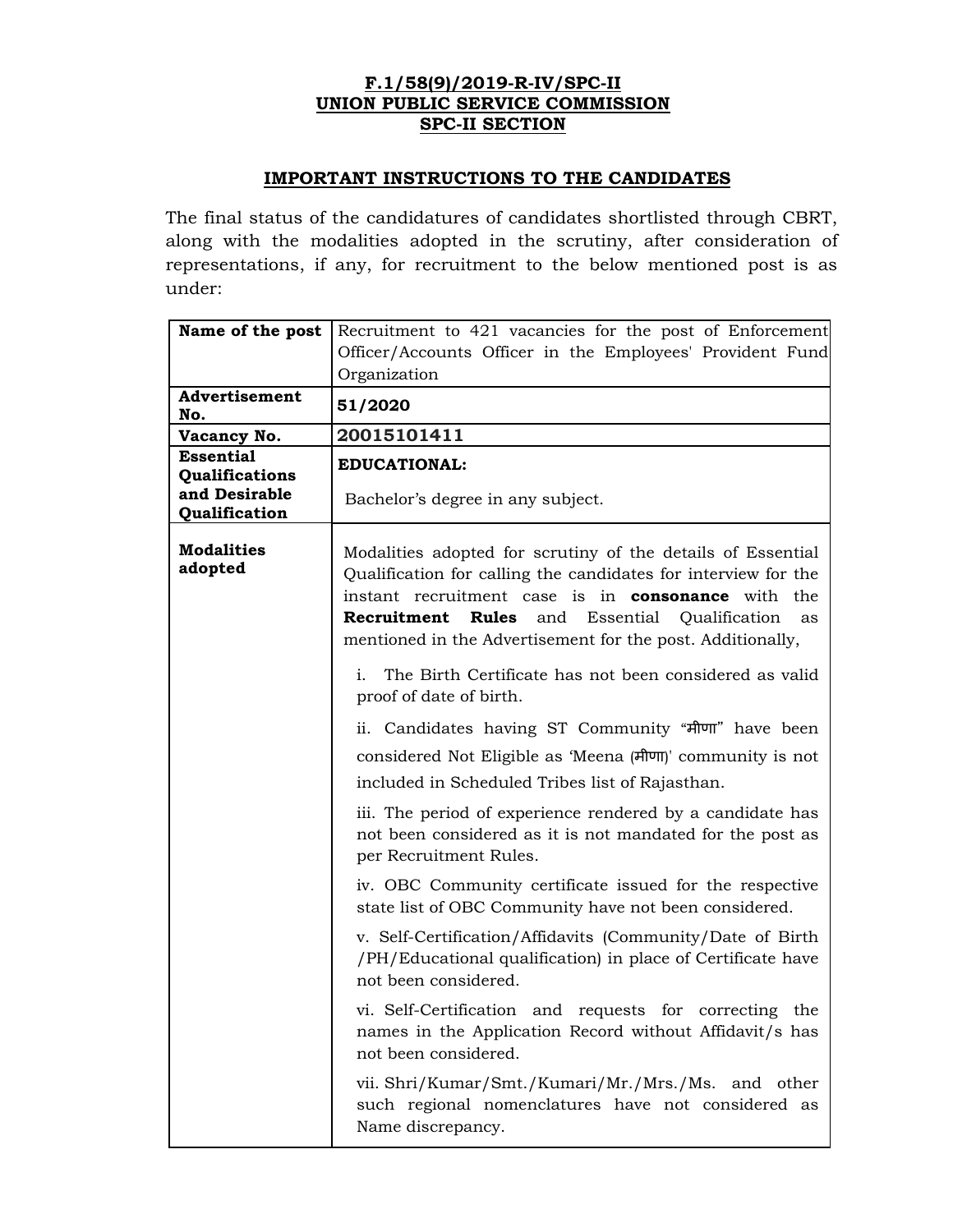**F.1/58(9)/2019-R-IV/SPC-II**
**UNION PUBLIC SERVICE COMMISSION**
**SPC-II SECTION**

## IMPORTANT INSTRUCTIONS TO THE CANDIDATES

The final status of the candidatures of candidates shortlisted through CBRT, along with the modalities adopted in the scrutiny, after consideration of representations, if any, for recruitment to the below mentioned post is as under:

| **Name of the post** | Recruitment to 421 vacancies for the post of Enforcement Officer/Accounts Officer in the Employees' Provident Fund Organization |
|---|---|
| **Advertisement No.** | **51/2020** |
| **Vacancy No.** | **20015101411** |
| **Essential Qualifications and Desirable Qualification** | **EDUCATIONAL:**<br><br>Bachelor's degree in any subject. |
| **Modalities adopted** | Modalities adopted for scrutiny of the details of Essential Qualification for calling the candidates for interview for the instant recruitment case is in **consonance** with the **Recruitment Rules** and Essential Qualification as mentioned in the Advertisement for the post. Additionally,<br><br>i. The Birth Certificate has not been considered as valid proof of date of birth.<br><br>ii. Candidates having ST Community "मीणा" have been considered Not Eligible as 'Meena (मीणा)' community is not included in Scheduled Tribes list of Rajasthan.<br><br>iii. The period of experience rendered by a candidate has not been considered as it is not mandated for the post as per Recruitment Rules.<br><br>iv. OBC Community certificate issued for the respective state list of OBC Community have not been considered.<br><br>v. Self-Certification/Affidavits (Community/Date of Birth /PH/Educational qualification) in place of Certificate have not been considered.<br><br>vi. Self-Certification and requests for correcting the names in the Application Record without Affidavit/s has not been considered.<br><br>vii. Shri/Kumar/Smt./Kumari/Mr./Mrs./Ms. and other such regional nomenclatures have not considered as Name discrepancy. |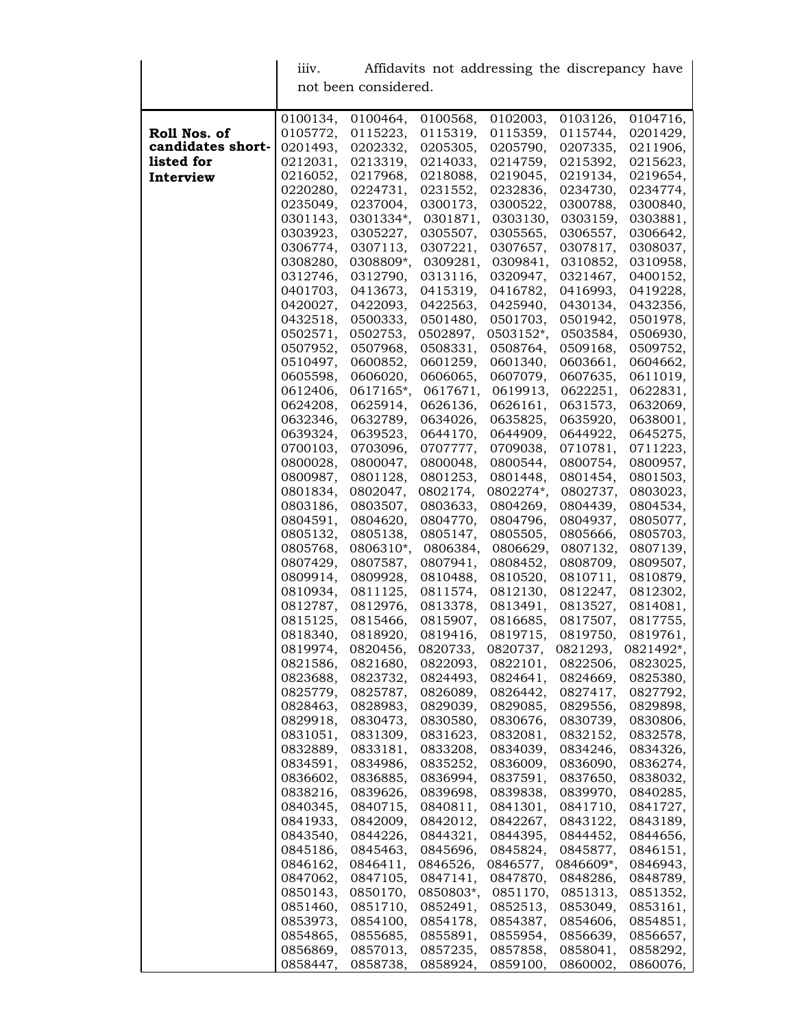| | iiiv. Affidavits not addressing the discrepancy have not been considered. |
|---|---|
| **Roll Nos. of candidates short-listed for Interview** | 0100134, 0100464, 0100568, 0102003, 0103126, 0104716, 0105772, 0115223, 0115319, 0115359, 0115744, 0201429, 0201493, 0202332, 0205305, 0205790, 0207335, 0211906, 0212031, 0213319, 0214033, 0214759, 0215392, 0215623, 0216052, 0217968, 0218088, 0219045, 0219134, 0219654, 0220280, 0224731, 0231552, 0232836, 0234730, 0234774, 0235049, 0237004, 0300173, 0300522, 0300788, 0300840, 0301143, 0301334*, 0301871, 0303130, 0303159, 0303881, 0303923, 0305227, 0305507, 0305565, 0306557, 0306642, 0306774, 0307113, 0307221, 0307657, 0307817, 0308037, 0308280, 0308809*, 0309281, 0309841, 0310852, 0310958, 0312746, 0312790, 0313116, 0320947, 0321467, 0400152, 0401703, 0413673, 0415319, 0416782, 0416993, 0419228, 0420027, 0422093, 0422563, 0425940, 0430134, 0432356, 0432518, 0500333, 0501480, 0501703, 0501942, 0501978, 0502571, 0502753, 0502897, 0503152*, 0503584, 0506930, 0507952, 0507968, 0508331, 0508764, 0509168, 0509752, 0510497, 0600852, 0601259, 0601340, 0603661, 0604662, 0605598, 0606020, 0606065, 0607079, 0607635, 0611019, 0612406, 0617165*, 0617671, 0619913, 0622251, 0622831, 0624208, 0625914, 0626136, 0626161, 0631573, 0632069, 0632346, 0632789, 0634026, 0635825, 0635920, 0638001, 0639324, 0639523, 0644170, 0644909, 0644922, 0645275, 0700103, 0703096, 0707777, 0709038, 0710781, 0711223, 0800028, 0800047, 0800048, 0800544, 0800754, 0800957, 0800987, 0801128, 0801253, 0801448, 0801454, 0801503, 0801834, 0802047, 0802174, 0802274*, 0802737, 0803023, 0803186, 0803507, 0803633, 0804269, 0804439, 0804534, 0804591, 0804620, 0804770, 0804796, 0804937, 0805077, 0805132, 0805138, 0805147, 0805505, 0805666, 0805703, 0805768, 0806310*, 0806384, 0806629, 0807132, 0807139, 0807429, 0807587, 0807941, 0808452, 0808709, 0809507, 0809914, 0809928, 0810488, 0810520, 0810711, 0810879, 0810934, 0811125, 0811574, 0812130, 0812247, 0812302, 0812787, 0812976, 0813378, 0813491, 0813527, 0814081, 0815125, 0815466, 0815907, 0816685, 0817507, 0817755, 0818340, 0818920, 0819416, 0819715, 0819750, 0819761, 0819974, 0820456, 0820733, 0820737, 0821293, 0821492*, 0821586, 0821680, 0822093, 0822101, 0822506, 0823025, 0823688, 0823732, 0824493, 0824641, 0824669, 0825380, 0825779, 0825787, 0826089, 0826442, 0827417, 0827792, 0828463, 0828983, 0829039, 0829085, 0829556, 0829898, 0829918, 0830473, 0830580, 0830676, 0830739, 0830806, 0831051, 0831309, 0831623, 0832081, 0832152, 0832578, 0832889, 0833181, 0833208, 0834039, 0834246, 0834326, 0834591, 0834986, 0835252, 0836009, 0836090, 0836274, 0836602, 0836885, 0836994, 0837591, 0837650, 0838032, 0838216, 0839626, 0839698, 0839838, 0839970, 0840285, 0840345, 0840715, 0840811, 0841301, 0841710, 0841727, 0841933, 0842009, 0842012, 0842267, 0843122, 0843189, 0843540, 0844226, 0844321, 0844395, 0844452, 0844656, 0845186, 0845463, 0845696, 0845824, 0845877, 0846151, 0846162, 0846411, 0846526, 0846577, 0846609*, 0846943, 0847062, 0847105, 0847141, 0847870, 0848286, 0848789, 0850143, 0850170, 0850803*, 0851170, 0851313, 0851352, 0851460, 0851710, 0852491, 0852513, 0853049, 0853161, 0853973, 0854100, 0854178, 0854387, 0854606, 0854851, 0854865, 0855685, 0855891, 0855954, 0856639, 0856657, 0856869, 0857013, 0857235, 0857858, 0858041, 0858292, 0858447, 0858738, 0858924, 0859100, 0860002, 0860076, |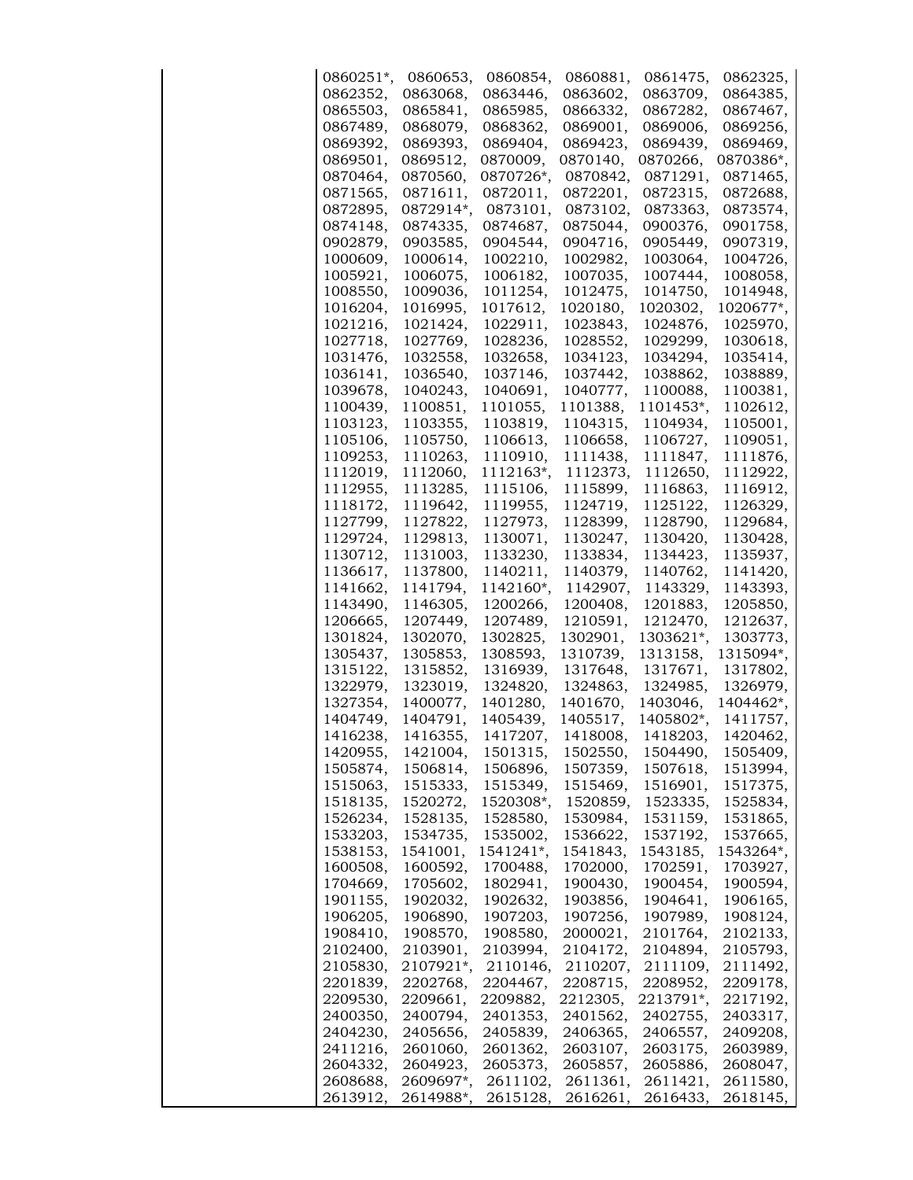| | |
|---|---|
| | 0860251*, 0860653, 0860854, 0860881, 0861475, 0862325, 0862352, 0863068, 0863446, 0863602, 0863709, 0864385, 0865503, 0865841, 0865985, 0866332, 0867282, 0867467, 0867489, 0868079, 0868362, 0869001, 0869006, 0869256, 0869392, 0869393, 0869404, 0869423, 0869439, 0869469, 0869501, 0869512, 0870009, 0870140, 0870266, 0870386*, 0870464, 0870560, 0870726*, 0870842, 0871291, 0871465, 0871565, 0871611, 0872011, 0872201, 0872315, 0872688, 0872895, 0872914*, 0873101, 0873102, 0873363, 0873574, 0874148, 0874335, 0874687, 0875044, 0900376, 0901758, 0902879, 0903585, 0904544, 0904716, 0905449, 0907319, 1000609, 1000614, 1002210, 1002982, 1003064, 1004726, 1005921, 1006075, 1006182, 1007035, 1007444, 1008058, 1008550, 1009036, 1011254, 1012475, 1014750, 1014948, 1016204, 1016995, 1017612, 1020180, 1020302, 1020677*, 1021216, 1021424, 1022911, 1023843, 1024876, 1025970, 1027718, 1027769, 1028236, 1028552, 1029299, 1030618, 1031476, 1032558, 1032658, 1034123, 1034294, 1035414, 1036141, 1036540, 1037146, 1037442, 1038862, 1038889, 1039678, 1040243, 1040691, 1040777, 1100088, 1100381, 1100439, 1100851, 1101055, 1101388, 1101453*, 1102612, 1103123, 1103355, 1103819, 1104315, 1104934, 1105001, 1105106, 1105750, 1106613, 1106658, 1106727, 1109051, 1109253, 1110263, 1110910, 1111438, 1111847, 1111876, 1112019, 1112060, 1112163*, 1112373, 1112650, 1112922, 1112955, 1113285, 1115106, 1115899, 1116863, 1116912, 1118172, 1119642, 1119955, 1124719, 1125122, 1126329, 1127799, 1127822, 1127973, 1128399, 1128790, 1129684, 1129724, 1129813, 1130071, 1130247, 1130420, 1130428, 1130712, 1131003, 1133230, 1133834, 1134423, 1135937, 1136617, 1137800, 1140211, 1140379, 1140762, 1141420, 1141662, 1141794, 1142160*, 1142907, 1143329, 1143393, 1143490, 1146305, 1200266, 1200408, 1201883, 1205850, 1206665, 1207449, 1207489, 1210591, 1212470, 1212637, 1301824, 1302070, 1302825, 1302901, 1303621*, 1303773, 1305437, 1305853, 1308593, 1310739, 1313158, 1315094*, 1315122, 1315852, 1316939, 1317648, 1317671, 1317802, 1322979, 1323019, 1324820, 1324863, 1324985, 1326979, 1327354, 1400077, 1401280, 1401670, 1403046, 1404462*, 1404749, 1404791, 1405439, 1405517, 1405802*, 1411757, 1416238, 1416355, 1417207, 1418008, 1418203, 1420462, 1420955, 1421004, 1501315, 1502550, 1504490, 1505409, 1505874, 1506814, 1506896, 1507359, 1507618, 1513994, 1515063, 1515333, 1515349, 1515469, 1516901, 1517375, 1518135, 1520272, 1520308*, 1520859, 1523335, 1525834, 1526234, 1528135, 1528580, 1530984, 1531159, 1531865, 1533203, 1534735, 1535002, 1536622, 1537192, 1537665, 1538153, 1541001, 1541241*, 1541843, 1543185, 1543264*, 1600508, 1600592, 1700488, 1702000, 1702591, 1703927, 1704669, 1705602, 1802941, 1900430, 1900454, 1900594, 1901155, 1902032, 1902632, 1903856, 1904641, 1906165, 1906205, 1906890, 1907203, 1907256, 1907989, 1908124, 1908410, 1908570, 1908580, 2000021, 2101764, 2102133, 2102400, 2103901, 2103994, 2104172, 2104894, 2105793, 2105830, 2107921*, 2110146, 2110207, 2111109, 2111492, 2201839, 2202768, 2204467, 2208715, 2208952, 2209178, 2209530, 2209661, 2209882, 2212305, 2213791*, 2217192, 2400350, 2400794, 2401353, 2401562, 2402755, 2403317, 2404230, 2405656, 2405839, 2406365, 2406557, 2409208, 2411216, 2601060, 2601362, 2603107, 2603175, 2603989, 2604332, 2604923, 2605373, 2605857, 2605886, 2608047, 2608688, 2609697*, 2611102, 2611361, 2611421, 2611580, 2613912, 2614988*, 2615128, 2616261, 2616433, 2618145, |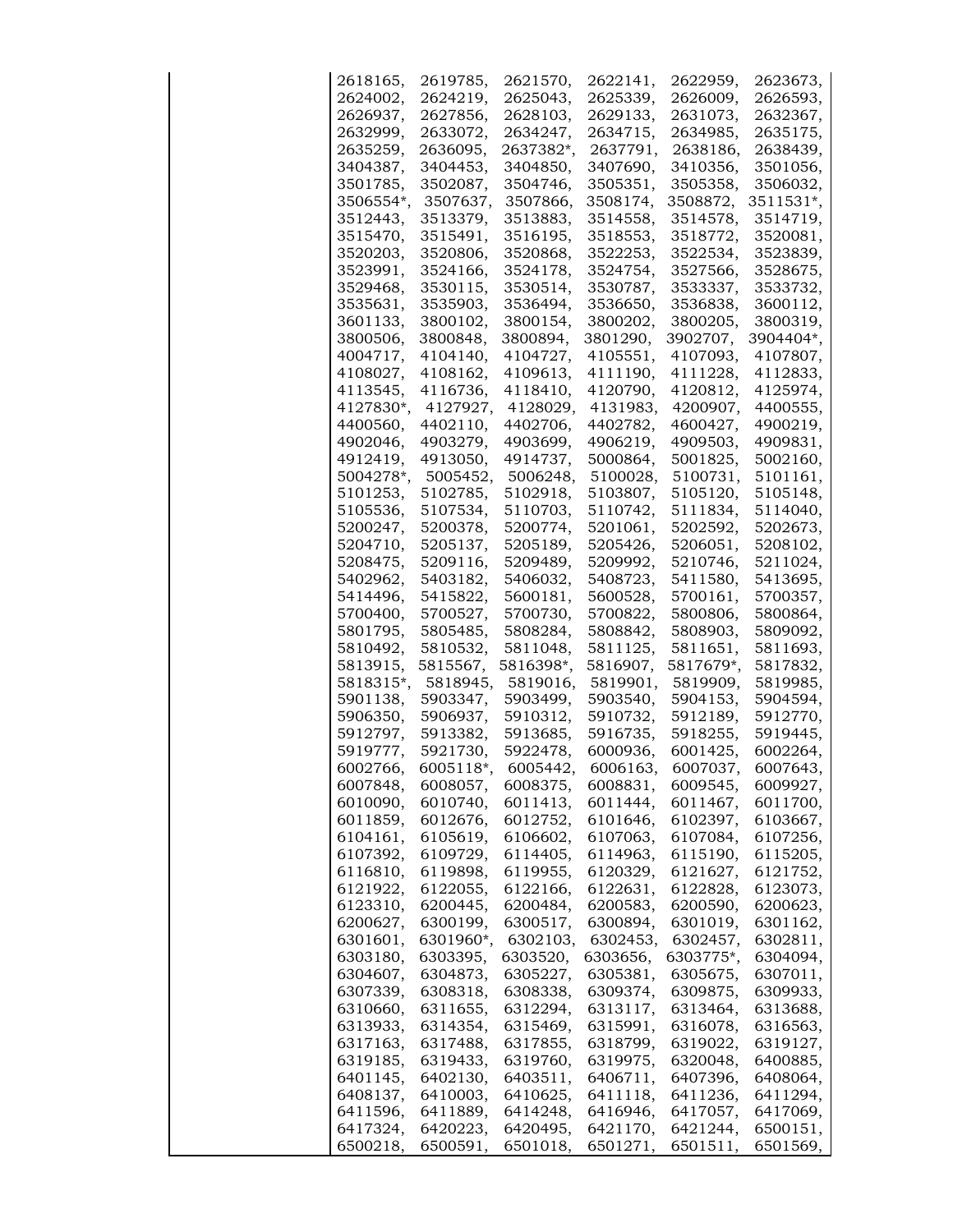| | |
|---|---|
| | 2618165, 2619785, 2621570, 2622141, 2622959, 2623673, 2624002, 2624219, 2625043, 2625339, 2626009, 2626593, 2626937, 2627856, 2628103, 2629133, 2631073, 2632367, 2632999, 2633072, 2634247, 2634715, 2634985, 2635175, 2635259, 2636095, 2637382*, 2637791, 2638186, 2638439, 3404387, 3404453, 3404850, 3407690, 3410356, 3501056, 3501785, 3502087, 3504746, 3505351, 3505358, 3506032, 3506554*, 3507637, 3507866, 3508174, 3508872, 3511531*, 3512443, 3513379, 3513883, 3514558, 3514578, 3514719, 3515470, 3515491, 3516195, 3518553, 3518772, 3520081, 3520203, 3520806, 3520868, 3522253, 3522534, 3523839, 3523991, 3524166, 3524178, 3524754, 3527566, 3528675, 3529468, 3530115, 3530514, 3530787, 3533337, 3533732, 3535631, 3535903, 3536494, 3536650, 3536838, 3600112, 3601133, 3800102, 3800154, 3800202, 3800205, 3800319, 3800506, 3800848, 3800894, 3801290, 3902707, 3904404*, 4004717, 4104140, 4104727, 4105551, 4107093, 4107807, 4108027, 4108162, 4109613, 4111190, 4111228, 4112833, 4113545, 4116736, 4118410, 4120790, 4120812, 4125974, 4127830*, 4127927, 4128029, 4131983, 4200907, 4400555, 4400560, 4402110, 4402706, 4402782, 4600427, 4900219, 4902046, 4903279, 4903699, 4906219, 4909503, 4909831, 4912419, 4913050, 4914737, 5000864, 5001825, 5002160, 5004278*, 5005452, 5006248, 5100028, 5100731, 5101161, 5101253, 5102785, 5102918, 5103807, 5105120, 5105148, 5105536, 5107534, 5110703, 5110742, 5111834, 5114040, 5200247, 5200378, 5200774, 5201061, 5202592, 5202673, 5204710, 5205137, 5205189, 5205426, 5206051, 5208102, 5208475, 5209116, 5209489, 5209992, 5210746, 5211024, 5402962, 5403182, 5406032, 5408723, 5411580, 5413695, 5414496, 5415822, 5600181, 5600528, 5700161, 5700357, 5700400, 5700527, 5700730, 5700822, 5800806, 5800864, 5801795, 5805485, 5808284, 5808842, 5808903, 5809092, 5810492, 5810532, 5811048, 5811125, 5811651, 5811693, 5813915, 5815567, 5816398*, 5816907, 5817679*, 5817832, 5818315*, 5818945, 5819016, 5819901, 5819909, 5819985, 5901138, 5903347, 5903499, 5903540, 5904153, 5904594, 5906350, 5906937, 5910312, 5910732, 5912189, 5912770, 5912797, 5913382, 5913685, 5916735, 5918255, 5919445, 5919777, 5921730, 5922478, 6000936, 6001425, 6002264, 6002766, 6005118*, 6005442, 6006163, 6007037, 6007643, 6007848, 6008057, 6008375, 6008831, 6009545, 6009927, 6010090, 6010740, 6011413, 6011444, 6011467, 6011700, 6011859, 6012676, 6012752, 6101646, 6102397, 6103667, 6104161, 6105619, 6106602, 6107063, 6107084, 6107256, 6107392, 6109729, 6114405, 6114963, 6115190, 6115205, 6116810, 6119898, 6119955, 6120329, 6121627, 6121752, 6121922, 6122055, 6122166, 6122631, 6122828, 6123073, 6123310, 6200445, 6200484, 6200583, 6200590, 6200623, 6200627, 6300199, 6300517, 6300894, 6301019, 6301162, 6301601, 6301960*, 6302103, 6302453, 6302457, 6302811, 6303180, 6303395, 6303520, 6303656, 6303775*, 6304094, 6304607, 6304873, 6305227, 6305381, 6305675, 6307011, 6307339, 6308318, 6308338, 6309374, 6309875, 6309933, 6310660, 6311655, 6312294, 6313117, 6313464, 6313688, 6313933, 6314354, 6315469, 6315991, 6316078, 6316563, 6317163, 6317488, 6317855, 6318799, 6319022, 6319127, 6319185, 6319433, 6319760, 6319975, 6320048, 6400885, 6401145, 6402130, 6403511, 6406711, 6407396, 6408064, 6408137, 6410003, 6410625, 6411118, 6411236, 6411294, 6411596, 6411889, 6414248, 6416946, 6417057, 6417069, 6417324, 6420223, 6420495, 6421170, 6421244, 6500151, 6500218, 6500591, 6501018, 6501271, 6501511, 6501569, |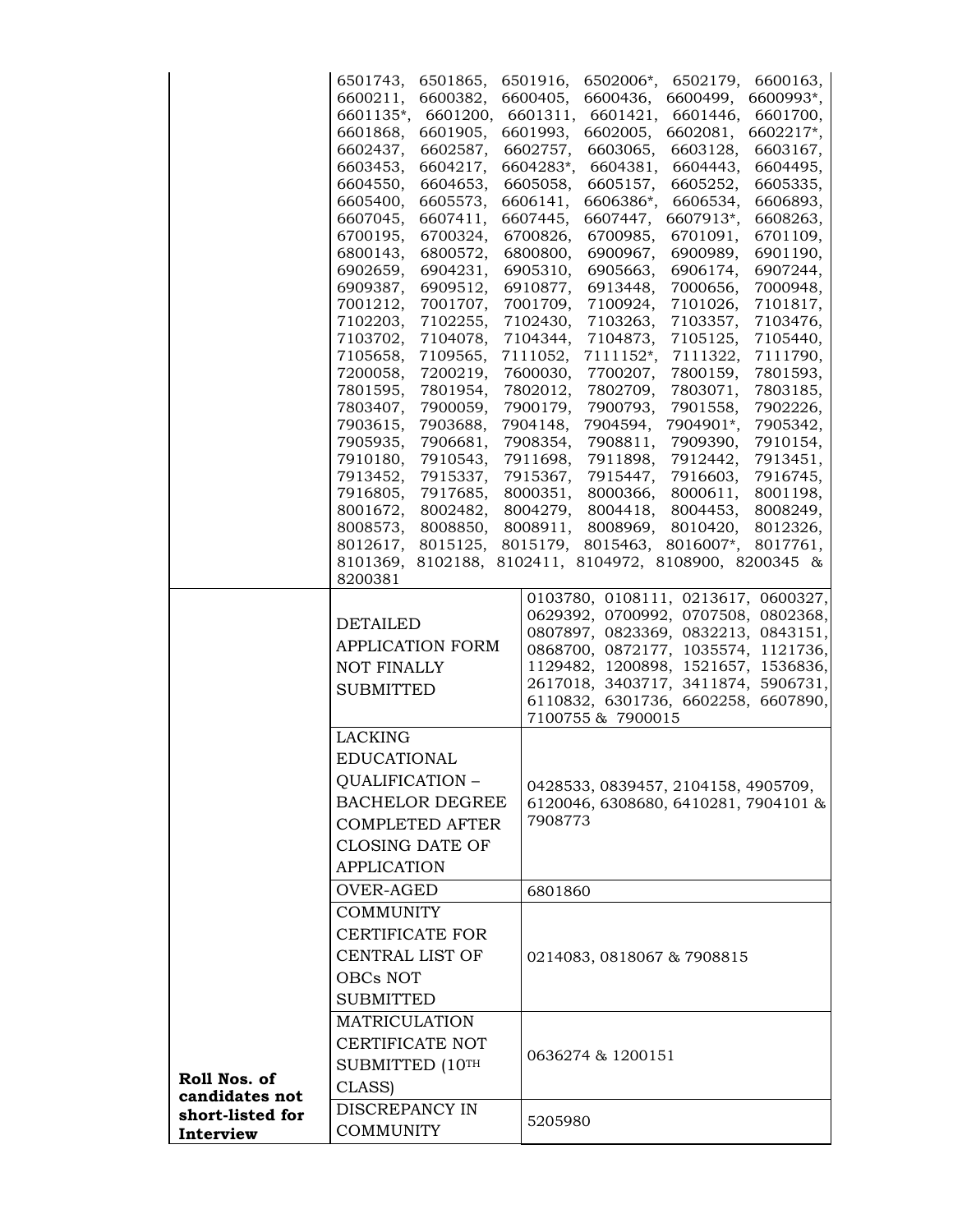| | | |
|---|---|---|
| | 6501743, 6501865, 6501916, 6502006*, 6502179, 6600163, 6600211, 6600382, 6600405, 6600436, 6600499, 6600993*, 6601135*, 6601200, 6601311, 6601421, 6601446, 6601700, 6601868, 6601905, 6601993, 6602005, 6602081, 6602217*, 6602437, 6602587, 6602757, 6603065, 6603128, 6603167, 6603453, 6604217, 6604283*, 6604381, 6604443, 6604495, 6604550, 6604653, 6605058, 6605157, 6605252, 6605335, 6605400, 6605573, 6606141, 6606386*, 6606534, 6606893, 6607045, 6607411, 6607445, 6607447, 6607913*, 6608263, 6700195, 6700324, 6700826, 6700985, 6701091, 6701109, 6800143, 6800572, 6800800, 6900967, 6900989, 6901190, 6902659, 6904231, 6905310, 6905663, 6906174, 6907244, 6909387, 6909512, 6910877, 6913448, 7000656, 7000948, 7001212, 7001707, 7001709, 7100924, 7101026, 7101817, 7102203, 7102255, 7102430, 7103263, 7103357, 7103476, 7103702, 7104078, 7104344, 7104873, 7105125, 7105440, 7105658, 7109565, 7111052, 7111152*, 7111322, 7111790, 7200058, 7200219, 7600030, 7700207, 7800159, 7801593, 7801595, 7801954, 7802012, 7802709, 7803071, 7803185, 7803407, 7900059, 7900179, 7900793, 7901558, 7902226, 7903615, 7903688, 7904148, 7904594, 7904901*, 7905342, 7905935, 7906681, 7908354, 7908811, 7909390, 7910154, 7910180, 7910543, 7911698, 7911898, 7912442, 7913451, 7913452, 7915337, 7915367, 7915447, 7916603, 7916745, 7916805, 7917685, 8000351, 8000366, 8000611, 8001198, 8001672, 8002482, 8004279, 8004418, 8004453, 8008249, 8008573, 8008850, 8008911, 8008969, 8010420, 8012326, 8012617, 8015125, 8015179, 8015463, 8016007*, 8017761, 8101369, 8102188, 8102411, 8104972, 8108900, 8200345 & 8200381 | |
| **Roll Nos. of candidates not short-listed for Interview** | DETAILED APPLICATION FORM NOT FINALLY SUBMITTED | 0103780, 0108111, 0213617, 0600327, 0629392, 0700992, 0707508, 0802368, 0807897, 0823369, 0832213, 0843151, 0868700, 0872177, 1035574, 1121736, 1129482, 1200898, 1521657, 1536836, 2617018, 3403717, 3411874, 5906731, 6110832, 6301736, 6602258, 6607890, 7100755 & 7900015 |
| | LACKING EDUCATIONAL QUALIFICATION – BACHELOR DEGREE COMPLETED AFTER CLOSING DATE OF APPLICATION | 0428533, 0839457, 2104158, 4905709, 6120046, 6308680, 6410281, 7904101 & 7908773 |
| | OVER-AGED | 6801860 |
| | COMMUNITY CERTIFICATE FOR CENTRAL LIST OF OBCs NOT SUBMITTED | 0214083, 0818067 & 7908815 |
| | MATRICULATION CERTIFICATE NOT SUBMITTED (10TH CLASS) | 0636274 & 1200151 |
| | DISCREPANCY IN COMMUNITY | 5205980 |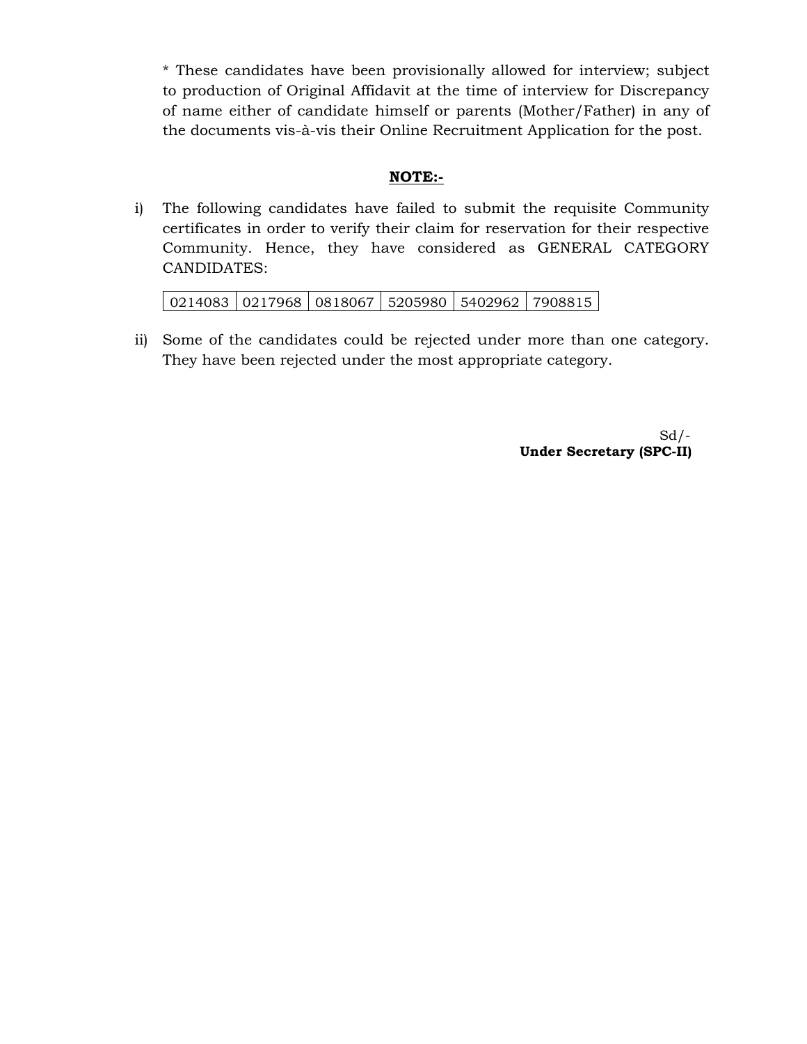* These candidates have been provisionally allowed for interview; subject to production of Original Affidavit at the time of interview for Discrepancy of name either of candidate himself or parents (Mother/Father) in any of the documents vis-à-vis their Online Recruitment Application for the post.

**NOTE:-**

i) The following candidates have failed to submit the requisite Community certificates in order to verify their claim for reservation for their respective Community. Hence, they have considered as GENERAL CATEGORY CANDIDATES:

| | | | | | |
|---|---|---|---|---|---|
| 0214083 | 0217968 | 0818067 | 5205980 | 5402962 | 7908815 |

ii) Some of the candidates could be rejected under more than one category. They have been rejected under the most appropriate category.

Sd/-
**Under Secretary (SPC-II)**